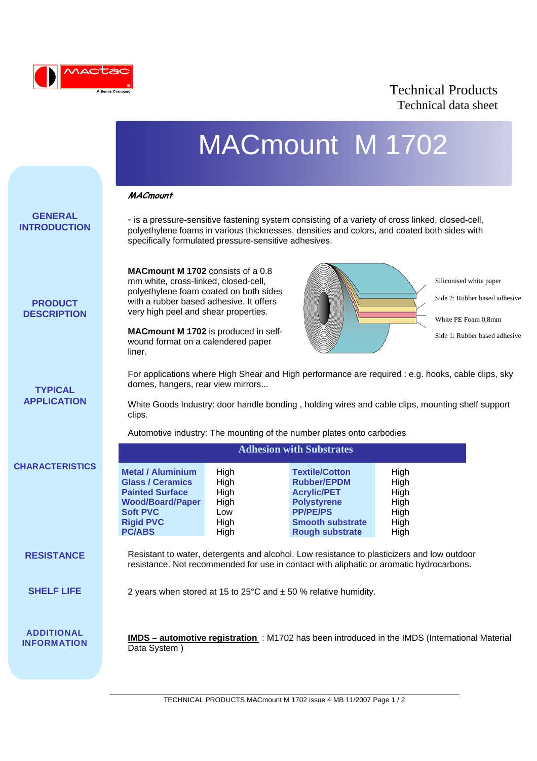Technical Products
Technical data sheet

# MACmount M 1702

## GENERAL INTRODUCTION

***MACmount***

- is a pressure-sensitive fastening system consisting of a variety of cross linked, closed-cell, polyethylene foams in various thicknesses, densities and colors, and coated both sides with specifically formulated pressure-sensitive adhesives.

## PRODUCT DESCRIPTION

**MACmount M 1702** consists of a 0.8 mm white, cross-linked, closed-cell, polyethylene foam coated on both sides with a rubber based adhesive. It offers very high peel and shear properties.

**MACmount M 1702** is produced in self-wound format on a calendered paper liner.

Siliconised white paper
Side 2: Rubber based adhesive
White PE Foam 0,8mm
Side 1: Rubber based adhesive

## TYPICAL APPLICATION

For applications where High Shear and High performance are required : e.g. hooks, cable clips, sky domes, hangers, rear view mirrors...

White Goods Industry: door handle bonding , holding wires and cable clips, mounting shelf support clips.

Automotive industry: The mounting of the number plates onto carbodies

## CHARACTERISTICS

**Adhesion with Substrates**

| | | | |
|---|---|---|---|
| **Metal / Aluminium** | High | **Textile/Cotton** | High |
| **Glass / Ceramics** | High | **Rubber/EPDM** | High |
| **Painted Surface** | High | **Acrylic/PET** | High |
| **Wood/Board/Paper** | High | **Polystyrene** | High |
| **Soft PVC** | Low | **PP/PE/PS** | High |
| **Rigid PVC** | High | **Smooth substrate** | High |
| **PC/ABS** | High | **Rough substrate** | High |

## RESISTANCE

Resistant to water, detergents and alcohol. Low resistance to plasticizers and low outdoor resistance. Not recommended for use in contact with aliphatic or aromatic hydrocarbons.

## SHELF LIFE

2 years when stored at 15 to 25°C and ± 50 % relative humidity.

## ADDITIONAL INFORMATION

**IMDS – automotive registration** : M1702 has been introduced in the IMDS (International Material Data System )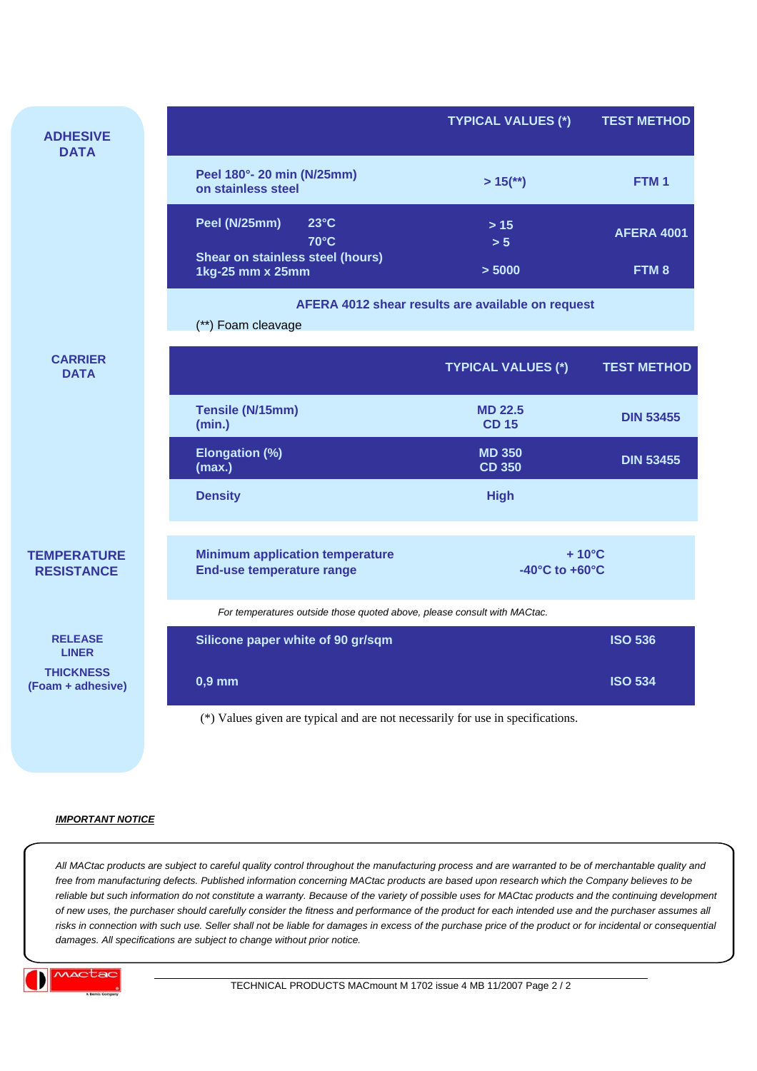## ADHESIVE DATA

| | TYPICAL VALUES (*) | TEST METHOD |
|---|---|---|
| Peel 180°- 20 min (N/25mm) on stainless steel | > 15(**) | FTM 1 |
| Peel (N/25mm) 23°C | > 15 | AFERA 4001 |
| 70°C | > 5 | |
| Shear on stainless steel (hours) 1kg-25 mm x 25mm | > 5000 | FTM 8 |

AFERA 4012 shear results are available on request

(**) Foam cleavage

## CARRIER DATA

| | TYPICAL VALUES (*) | TEST METHOD |
|---|---|---|
| Tensile (N/15mm) (min.) | MD 22.5 CD 15 | DIN 53455 |
| Elongation (%) (max.) | MD 350 CD 350 | DIN 53455 |
| Density | High | |

## TEMPERATURE RESISTANCE

| | |
|---|---|
| Minimum application temperature | + 10°C |
| End-use temperature range | -40°C to +60°C |

*For temperatures outside those quoted above, please consult with MACtac.*

| | | |
|---|---|---|
| RELEASE LINER | Silicone paper white of 90 gr/sqm | ISO 536 |
| THICKNESS (Foam + adhesive) | 0,9 mm | ISO 534 |

(*) Values given are typical and are not necessarily for use in specifications.

***IMPORTANT NOTICE***

*All MACtac products are subject to careful quality control throughout the manufacturing process and are warranted to be of merchantable quality and free from manufacturing defects. Published information concerning MACtac products are based upon research which the Company believes to be reliable but such information do not constitute a warranty. Because of the variety of possible uses for MACtac products and the continuing development of new uses, the purchaser should carefully consider the fitness and performance of the product for each intended use and the purchaser assumes all risks in connection with such use. Seller shall not be liable for damages in excess of the purchase price of the product or for incidental or consequential damages. All specifications are subject to change without prior notice.*